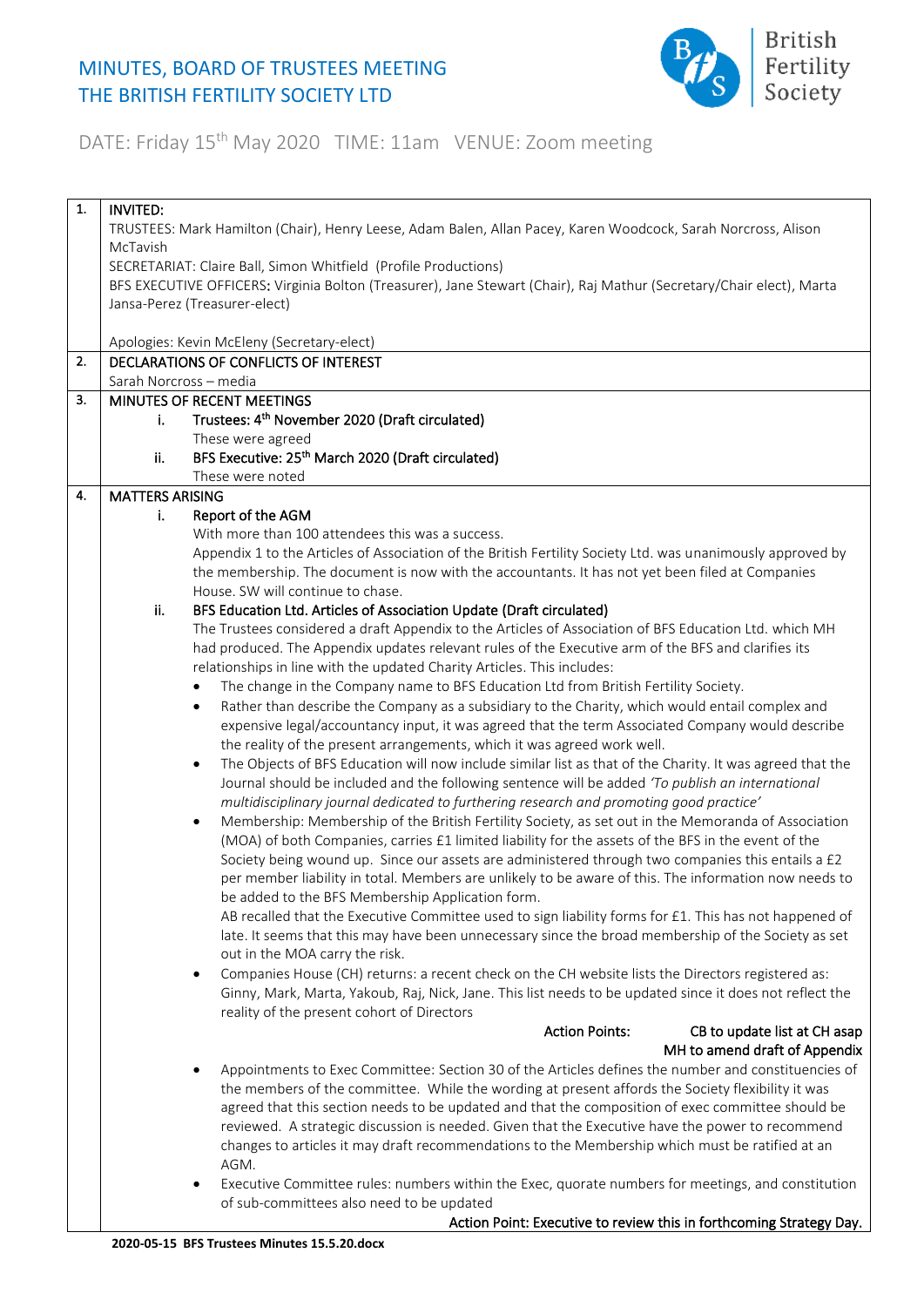# MINUTES, BOARD OF TRUSTEES MEETING
# THE BRITISH FERTILITY SOCIETY LTD

British Fertility Society

DATE: Friday 15th May 2020 TIME: 11am VENUE: Zoom meeting

**1. INVITED:**

TRUSTEES: Mark Hamilton (Chair), Henry Leese, Adam Balen, Allan Pacey, Karen Woodcock, Sarah Norcross, Alison McTavish

SECRETARIAT: Claire Ball, Simon Whitfield (Profile Productions)

BFS EXECUTIVE OFFICERS: Virginia Bolton (Treasurer), Jane Stewart (Chair), Raj Mathur (Secretary/Chair elect), Marta Jansa-Perez (Treasurer-elect)

Apologies: Kevin McEleny (Secretary-elect)

**2. DECLARATIONS OF CONFLICTS OF INTEREST**

Sarah Norcross – media

**3. MINUTES OF RECENT MEETINGS**

i. **Trustees: 4th November 2020 (Draft circulated)**
These were agreed

ii. **BFS Executive: 25th March 2020 (Draft circulated)**
These were noted

**4. MATTERS ARISING**

i. **Report of the AGM**

With more than 100 attendees this was a success.

Appendix 1 to the Articles of Association of the British Fertility Society Ltd. was unanimously approved by the membership. The document is now with the accountants. It has not yet been filed at Companies House. SW will continue to chase.

ii. **BFS Education Ltd. Articles of Association Update (Draft circulated)**

The Trustees considered a draft Appendix to the Articles of Association of BFS Education Ltd. which MH had produced. The Appendix updates relevant rules of the Executive arm of the BFS and clarifies its relationships in line with the updated Charity Articles. This includes:

- The change in the Company name to BFS Education Ltd from British Fertility Society.
- Rather than describe the Company as a subsidiary to the Charity, which would entail complex and expensive legal/accountancy input, it was agreed that the term Associated Company would describe the reality of the present arrangements, which it was agreed work well.
- The Objects of BFS Education will now include similar list as that of the Charity. It was agreed that the Journal should be included and the following sentence will be added *'To publish an international multidisciplinary journal dedicated to furthering research and promoting good practice'*
- Membership: Membership of the British Fertility Society, as set out in the Memoranda of Association (MOA) of both Companies, carries £1 limited liability for the assets of the BFS in the event of the Society being wound up. Since our assets are administered through two companies this entails a £2 per member liability in total. Members are unlikely to be aware of this. The information now needs to be added to the BFS Membership Application form.
  AB recalled that the Executive Committee used to sign liability forms for £1. This has not happened of late. It seems that this may have been unnecessary since the broad membership of the Society as set out in the MOA carry the risk.
- Companies House (CH) returns: a recent check on the CH website lists the Directors registered as: Ginny, Mark, Marta, Yakoub, Raj, Nick, Jane. This list needs to be updated since it does not reflect the reality of the present cohort of Directors

  **Action Points:** CB to update list at CH asap
  MH to amend draft of Appendix

- Appointments to Exec Committee: Section 30 of the Articles defines the number and constituencies of the members of the committee. While the wording at present affords the Society flexibility it was agreed that this section needs to be updated and that the composition of exec committee should be reviewed. A strategic discussion is needed. Given that the Executive have the power to recommend changes to articles it may draft recommendations to the Membership which must be ratified at an AGM.
- Executive Committee rules: numbers within the Exec, quorate numbers for meetings, and constitution of sub-committees also need to be updated

  **Action Point: Executive to review this in forthcoming Strategy Day.**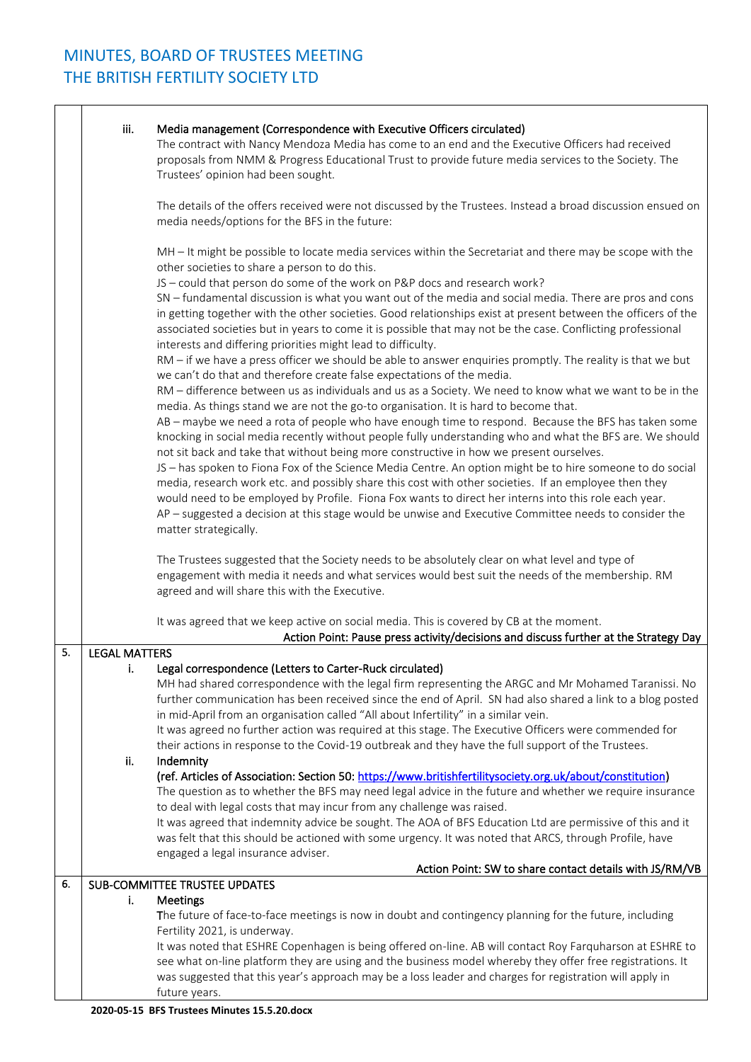iii. **Media management (Correspondence with Executive Officers circulated)**

The contract with Nancy Mendoza Media has come to an end and the Executive Officers had received proposals from NMM & Progress Educational Trust to provide future media services to the Society. The Trustees' opinion had been sought.

The details of the offers received were not discussed by the Trustees. Instead a broad discussion ensued on media needs/options for the BFS in the future:

MH – It might be possible to locate media services within the Secretariat and there may be scope with the other societies to share a person to do this.
JS – could that person do some of the work on P&P docs and research work?
SN – fundamental discussion is what you want out of the media and social media. There are pros and cons in getting together with the other societies. Good relationships exist at present between the officers of the associated societies but in years to come it is possible that may not be the case. Conflicting professional interests and differing priorities might lead to difficulty.
RM – if we have a press officer we should be able to answer enquiries promptly. The reality is that we but we can't do that and therefore create false expectations of the media.
RM – difference between us as individuals and us as a Society. We need to know what we want to be in the media. As things stand we are not the go-to organisation. It is hard to become that.
AB – maybe we need a rota of people who have enough time to respond. Because the BFS has taken some knocking in social media recently without people fully understanding who and what the BFS are. We should not sit back and take that without being more constructive in how we present ourselves.
JS – has spoken to Fiona Fox of the Science Media Centre. An option might be to hire someone to do social media, research work etc. and possibly share this cost with other societies. If an employee then they would need to be employed by Profile. Fiona Fox wants to direct her interns into this role each year.
AP – suggested a decision at this stage would be unwise and Executive Committee needs to consider the matter strategically.

The Trustees suggested that the Society needs to be absolutely clear on what level and type of engagement with media it needs and what services would best suit the needs of the membership. RM agreed and will share this with the Executive.

It was agreed that we keep active on social media. This is covered by CB at the moment.

**Action Point: Pause press activity/decisions and discuss further at the Strategy Day**

## 5. LEGAL MATTERS

i. **Legal correspondence (Letters to Carter-Ruck circulated)**

MH had shared correspondence with the legal firm representing the ARGC and Mr Mohamed Taranissi. No further communication has been received since the end of April. SN had also shared a link to a blog posted in mid-April from an organisation called "All about Infertility" in a similar vein.
It was agreed no further action was required at this stage. The Executive Officers were commended for their actions in response to the Covid-19 outbreak and they have the full support of the Trustees.

ii. **Indemnity**

**(ref. Articles of Association: Section 50: [https://www.britishfertilitysociety.org.uk/about/constitution](https://www.britishfertilitysociety.org.uk/about/constitution))**

The question as to whether the BFS may need legal advice in the future and whether we require insurance to deal with legal costs that may incur from any challenge was raised.
It was agreed that indemnity advice be sought. The AOA of BFS Education Ltd are permissive of this and it was felt that this should be actioned with some urgency. It was noted that ARCS, through Profile, have engaged a legal insurance adviser.

**Action Point: SW to share contact details with JS/RM/VB**

## 6. SUB-COMMITTEE TRUSTEE UPDATES

i. **Meetings**

The future of face-to-face meetings is now in doubt and contingency planning for the future, including Fertility 2021, is underway.
It was noted that ESHRE Copenhagen is being offered on-line. AB will contact Roy Farquharson at ESHRE to see what on-line platform they are using and the business model whereby they offer free registrations. It was suggested that this year's approach may be a loss leader and charges for registration will apply in future years.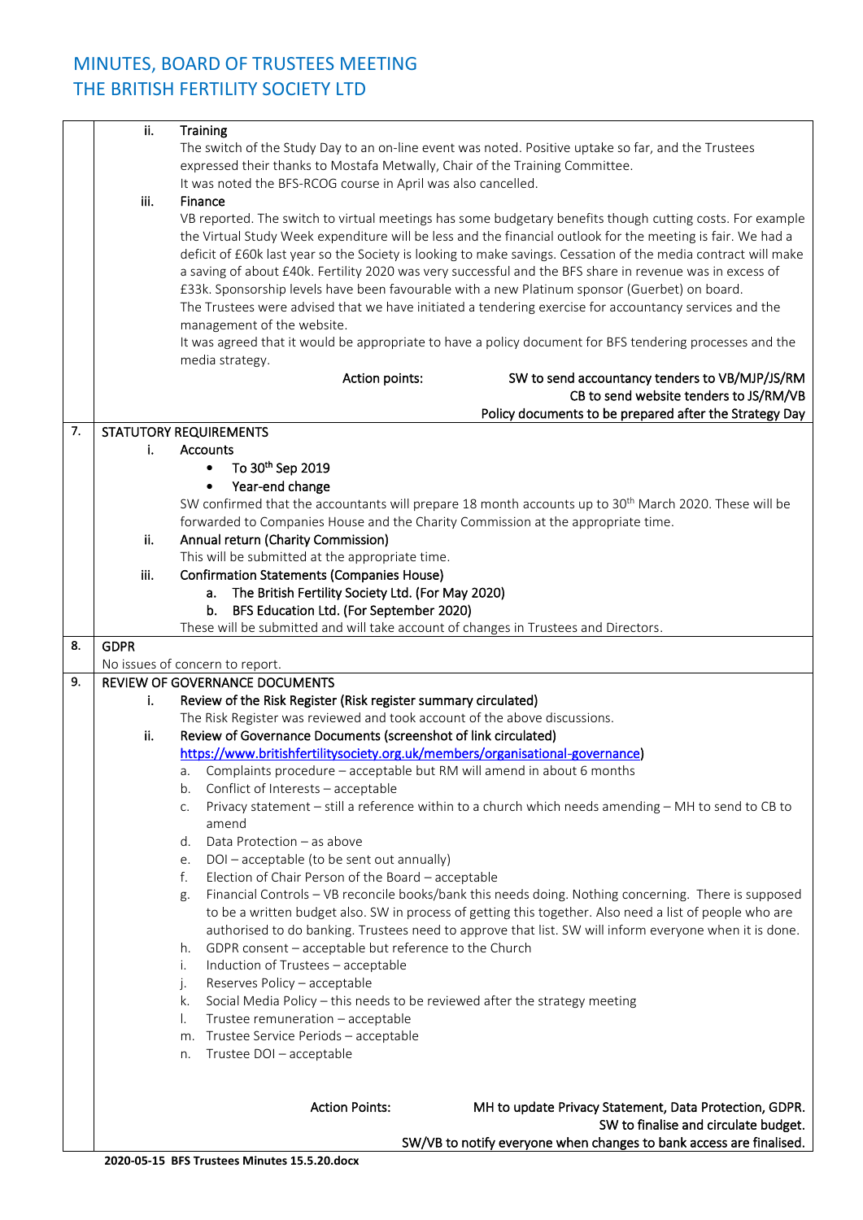# MINUTES, BOARD OF TRUSTEES MEETING
# THE BRITISH FERTILITY SOCIETY LTD

ii. **Training**

The switch of the Study Day to an on-line event was noted. Positive uptake so far, and the Trustees expressed their thanks to Mostafa Metwally, Chair of the Training Committee.

It was noted the BFS-RCOG course in April was also cancelled.

iii. **Finance**

VB reported. The switch to virtual meetings has some budgetary benefits though cutting costs. For example the Virtual Study Week expenditure will be less and the financial outlook for the meeting is fair. We had a deficit of £60k last year so the Society is looking to make savings. Cessation of the media contract will make a saving of about £40k. Fertility 2020 was very successful and the BFS share in revenue was in excess of £33k. Sponsorship levels have been favourable with a new Platinum sponsor (Guerbet) on board.

The Trustees were advised that we have initiated a tendering exercise for accountancy services and the management of the website.

It was agreed that it would be appropriate to have a policy document for BFS tendering processes and the media strategy.

**Action points:**
- SW to send accountancy tenders to VB/MJP/JS/RM
- CB to send website tenders to JS/RM/VB
- Policy documents to be prepared after the Strategy Day

**7. STATUTORY REQUIREMENTS**

i. **Accounts**
- To 30th Sep 2019
- Year-end change

SW confirmed that the accountants will prepare 18 month accounts up to 30th March 2020. These will be forwarded to Companies House and the Charity Commission at the appropriate time.

ii. **Annual return (Charity Commission)**

This will be submitted at the appropriate time.

iii. **Confirmation Statements (Companies House)**

a. The British Fertility Society Ltd. (For May 2020)
b. BFS Education Ltd. (For September 2020)

These will be submitted and will take account of changes in Trustees and Directors.

**8. GDPR**

No issues of concern to report.

**9. REVIEW OF GOVERNANCE DOCUMENTS**

i. **Review of the Risk Register (Risk register summary circulated)**

The Risk Register was reviewed and took account of the above discussions.

ii. **Review of Governance Documents (screenshot of link circulated)**

https://www.britishfertilitysociety.org.uk/members/organisational-governance)

a. Complaints procedure – acceptable but RM will amend in about 6 months
b. Conflict of Interests – acceptable
c. Privacy statement – still a reference within to a church which needs amending – MH to send to CB to amend
d. Data Protection – as above
e. DOI – acceptable (to be sent out annually)
f. Election of Chair Person of the Board – acceptable
g. Financial Controls – VB reconcile books/bank this needs doing. Nothing concerning. There is supposed to be a written budget also. SW in process of getting this together. Also need a list of people who are authorised to do banking. Trustees need to approve that list. SW will inform everyone when it is done.
h. GDPR consent – acceptable but reference to the Church
i. Induction of Trustees – acceptable
j. Reserves Policy – acceptable
k. Social Media Policy – this needs to be reviewed after the strategy meeting
l. Trustee remuneration – acceptable
m. Trustee Service Periods – acceptable
n. Trustee DOI – acceptable

**Action Points:**
- MH to update Privacy Statement, Data Protection, GDPR.
- SW to finalise and circulate budget.
- SW/VB to notify everyone when changes to bank access are finalised.

**2020-05-15 BFS Trustees Minutes 15.5.20.docx**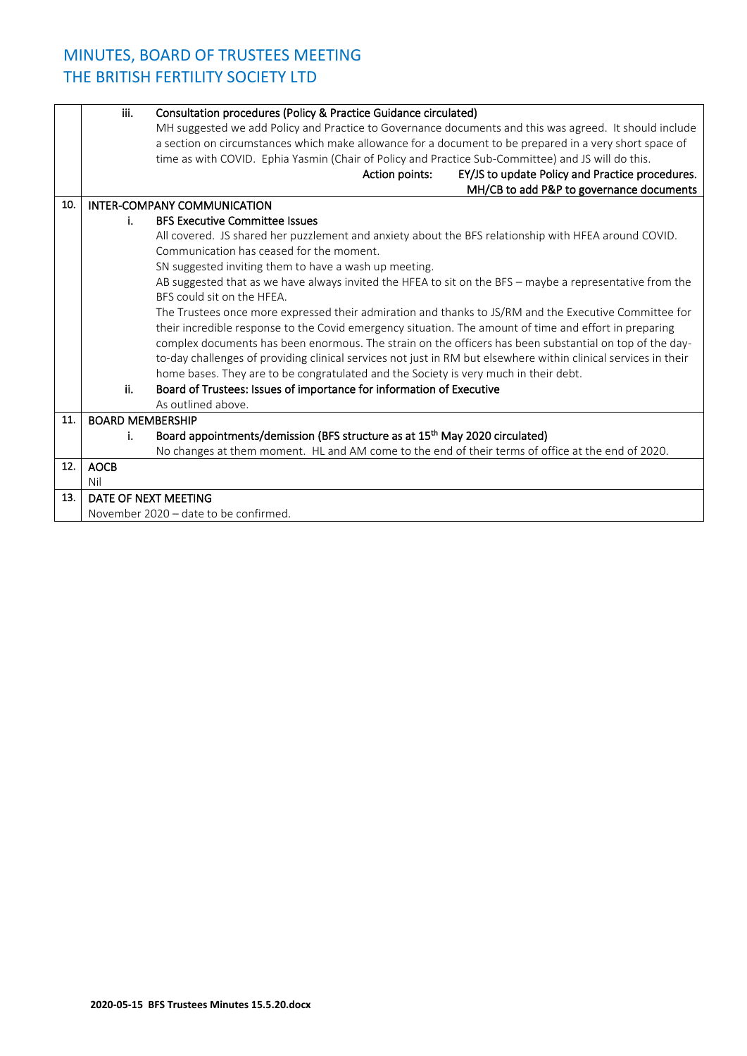# MINUTES, BOARD OF TRUSTEES MEETING
# THE BRITISH FERTILITY SOCIETY LTD

| | |
|---|---|
| | **iii. Consultation procedures (Policy & Practice Guidance circulated)**<br>MH suggested we add Policy and Practice to Governance documents and this was agreed. It should include a section on circumstances which make allowance for a document to be prepared in a very short space of time as with COVID. Ephia Yasmin (Chair of Policy and Practice Sub-Committee) and JS will do this.<br>**Action points: EY/JS to update Policy and Practice procedures.**<br>**MH/CB to add P&P to governance documents** |
| 10. | **INTER-COMPANY COMMUNICATION**<br>**i. BFS Executive Committee Issues**<br>All covered. JS shared her puzzlement and anxiety about the BFS relationship with HFEA around COVID. Communication has ceased for the moment.<br>SN suggested inviting them to have a wash up meeting.<br>AB suggested that as we have always invited the HFEA to sit on the BFS – maybe a representative from the BFS could sit on the HFEA.<br>The Trustees once more expressed their admiration and thanks to JS/RM and the Executive Committee for their incredible response to the Covid emergency situation. The amount of time and effort in preparing complex documents has been enormous. The strain on the officers has been substantial on top of the day-to-day challenges of providing clinical services not just in RM but elsewhere within clinical services in their home bases. They are to be congratulated and the Society is very much in their debt.<br>**ii. Board of Trustees: Issues of importance for information of Executive**<br>As outlined above. |
| 11. | **BOARD MEMBERSHIP**<br>**i. Board appointments/demission (BFS structure as at 15th May 2020 circulated)**<br>No changes at them moment. HL and AM come to the end of their terms of office at the end of 2020. |
| 12. | **AOCB**<br>Nil |
| 13. | **DATE OF NEXT MEETING**<br>November 2020 – date to be confirmed. |